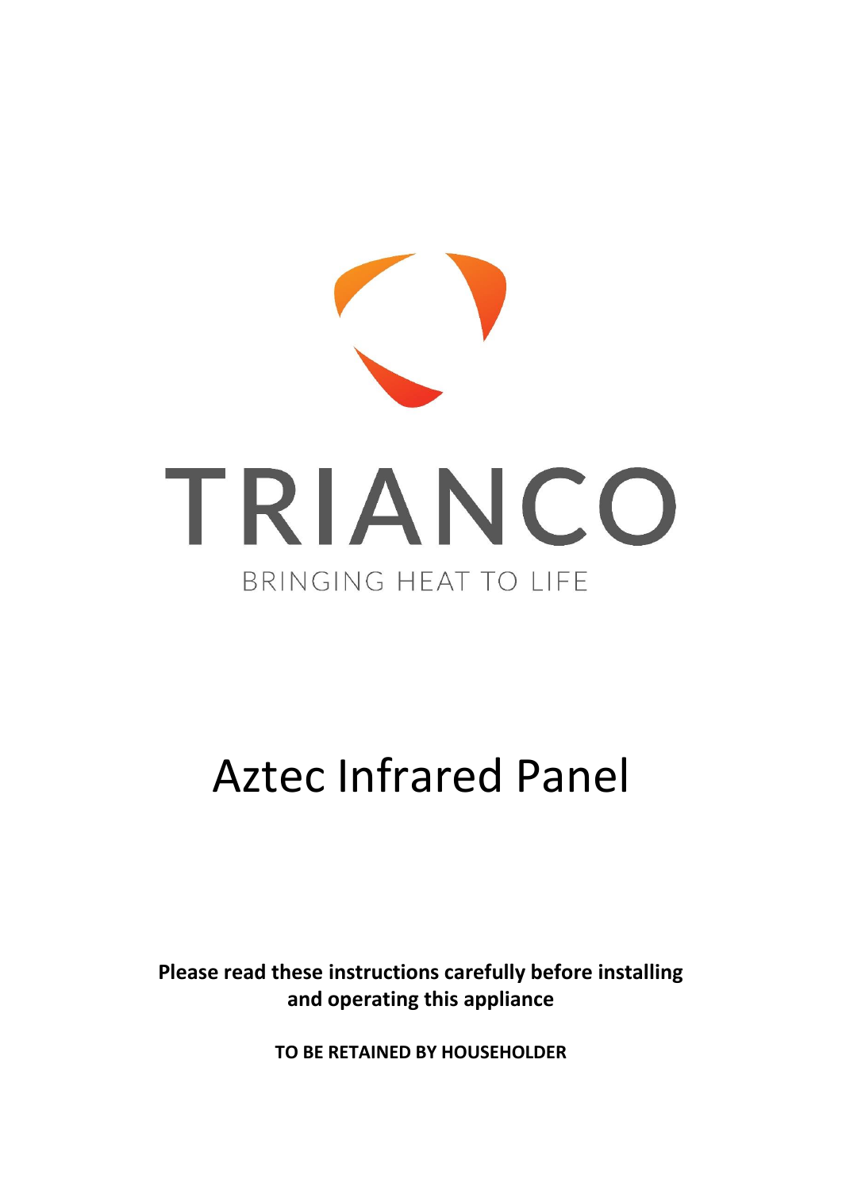TRIANCO

BRINGING HEAT TO LIFE

# Aztec Infrared Panel

**Please read these instructions carefully before installing and operating this appliance**

**TO BE RETAINED BY HOUSEHOLDER**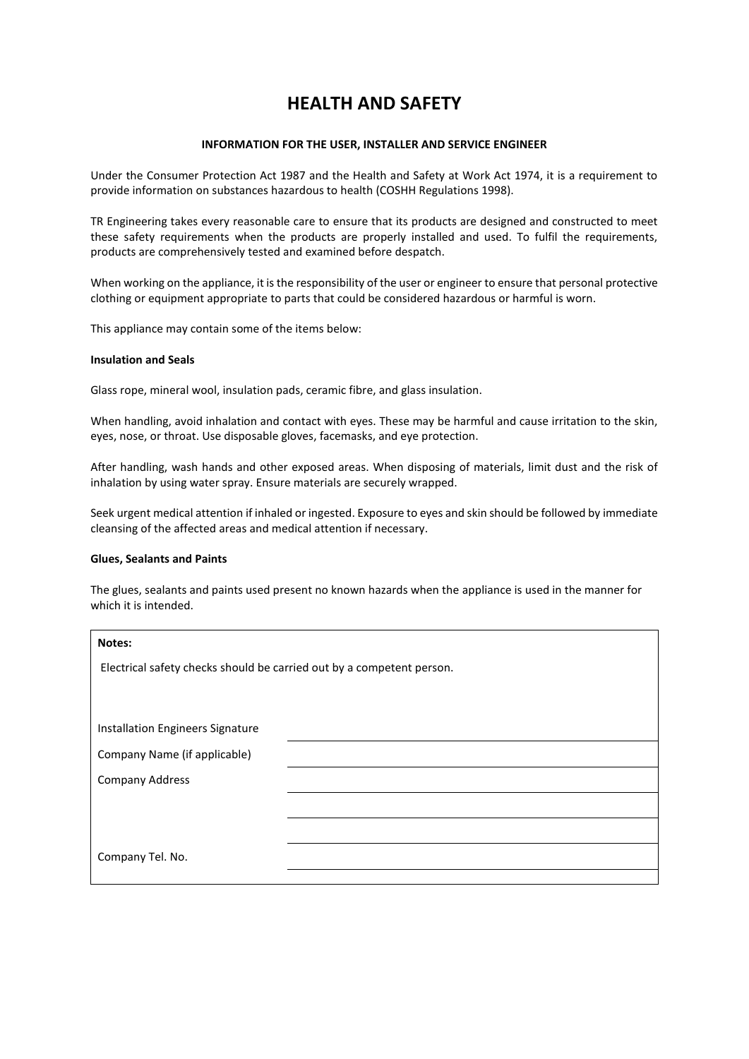# HEALTH AND SAFETY

**INFORMATION FOR THE USER, INSTALLER AND SERVICE ENGINEER**

Under the Consumer Protection Act 1987 and the Health and Safety at Work Act 1974, it is a requirement to provide information on substances hazardous to health (COSHH Regulations 1998).

TR Engineering takes every reasonable care to ensure that its products are designed and constructed to meet these safety requirements when the products are properly installed and used. To fulfil the requirements, products are comprehensively tested and examined before despatch.

When working on the appliance, it is the responsibility of the user or engineer to ensure that personal protective clothing or equipment appropriate to parts that could be considered hazardous or harmful is worn.

This appliance may contain some of the items below:

**Insulation and Seals**

Glass rope, mineral wool, insulation pads, ceramic fibre, and glass insulation.

When handling, avoid inhalation and contact with eyes. These may be harmful and cause irritation to the skin, eyes, nose, or throat. Use disposable gloves, facemasks, and eye protection.

After handling, wash hands and other exposed areas. When disposing of materials, limit dust and the risk of inhalation by using water spray. Ensure materials are securely wrapped.

Seek urgent medical attention if inhaled or ingested. Exposure to eyes and skin should be followed by immediate cleansing of the affected areas and medical attention if necessary.

**Glues, Sealants and Paints**

The glues, sealants and paints used present no known hazards when the appliance is used in the manner for which it is intended.

**Notes:**

Electrical safety checks should be carried out by a competent person.

| | |
|---|---|
| Installation Engineers Signature | |
| Company Name (if applicable) | |
| Company Address | |
| | |
| | |
| Company Tel. No. | |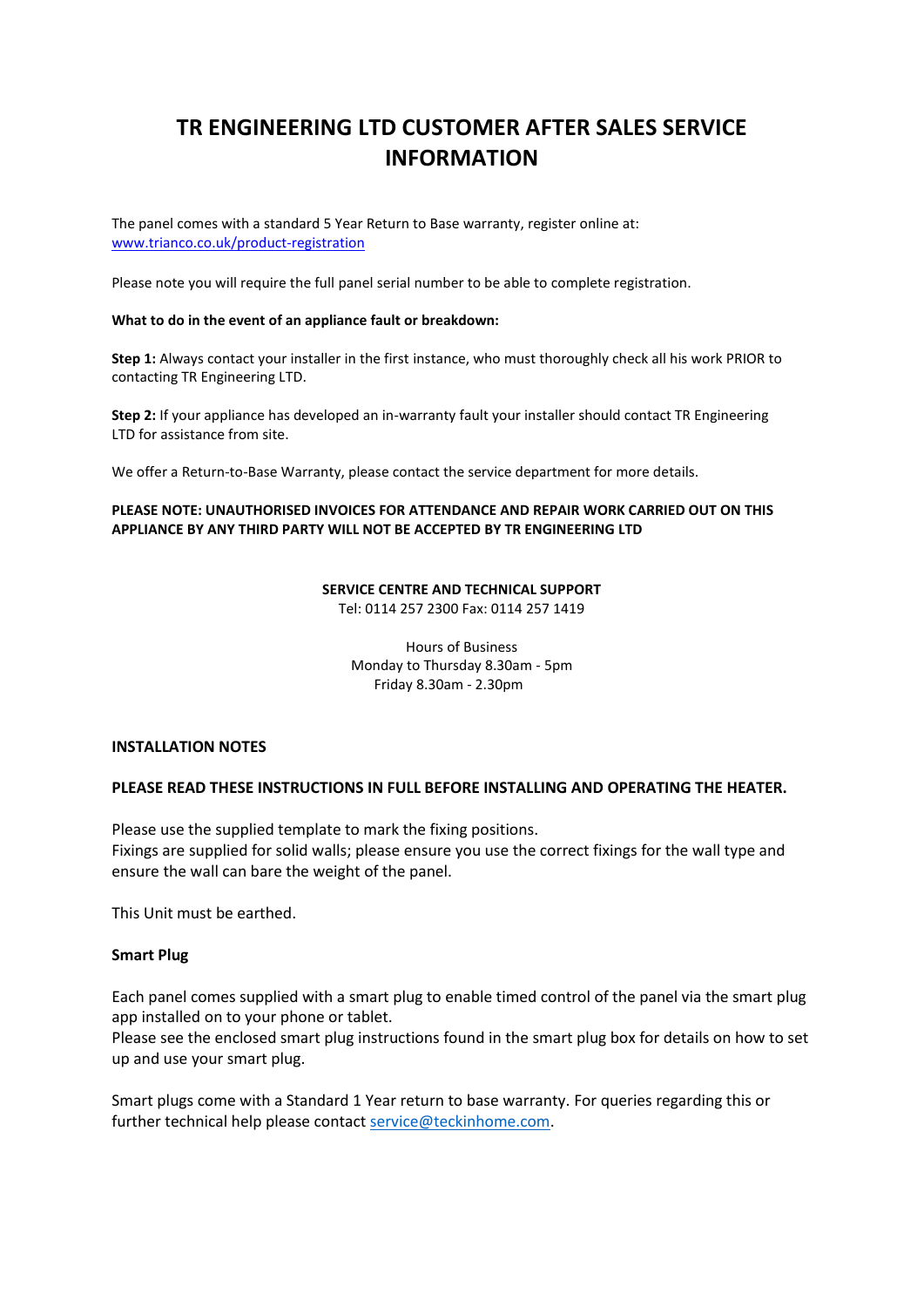# TR ENGINEERING LTD CUSTOMER AFTER SALES SERVICE INFORMATION

The panel comes with a standard 5 Year Return to Base warranty, register online at: [www.trianco.co.uk/product-registration](www.trianco.co.uk/product-registration)

Please note you will require the full panel serial number to be able to complete registration.

**What to do in the event of an appliance fault or breakdown:**

**Step 1:** Always contact your installer in the first instance, who must thoroughly check all his work PRIOR to contacting TR Engineering LTD.

**Step 2:** If your appliance has developed an in-warranty fault your installer should contact TR Engineering LTD for assistance from site.

We offer a Return-to-Base Warranty, please contact the service department for more details.

**PLEASE NOTE: UNAUTHORISED INVOICES FOR ATTENDANCE AND REPAIR WORK CARRIED OUT ON THIS APPLIANCE BY ANY THIRD PARTY WILL NOT BE ACCEPTED BY TR ENGINEERING LTD**

**SERVICE CENTRE AND TECHNICAL SUPPORT**
Tel: 0114 257 2300 Fax: 0114 257 1419

Hours of Business
Monday to Thursday 8.30am - 5pm
Friday 8.30am - 2.30pm

## INSTALLATION NOTES

**PLEASE READ THESE INSTRUCTIONS IN FULL BEFORE INSTALLING AND OPERATING THE HEATER.**

Please use the supplied template to mark the fixing positions.
Fixings are supplied for solid walls; please ensure you use the correct fixings for the wall type and ensure the wall can bare the weight of the panel.

This Unit must be earthed.

### Smart Plug

Each panel comes supplied with a smart plug to enable timed control of the panel via the smart plug app installed on to your phone or tablet.
Please see the enclosed smart plug instructions found in the smart plug box for details on how to set up and use your smart plug.

Smart plugs come with a Standard 1 Year return to base warranty. For queries regarding this or further technical help please contact [service@teckinhome.com](mailto:service@teckinhome.com).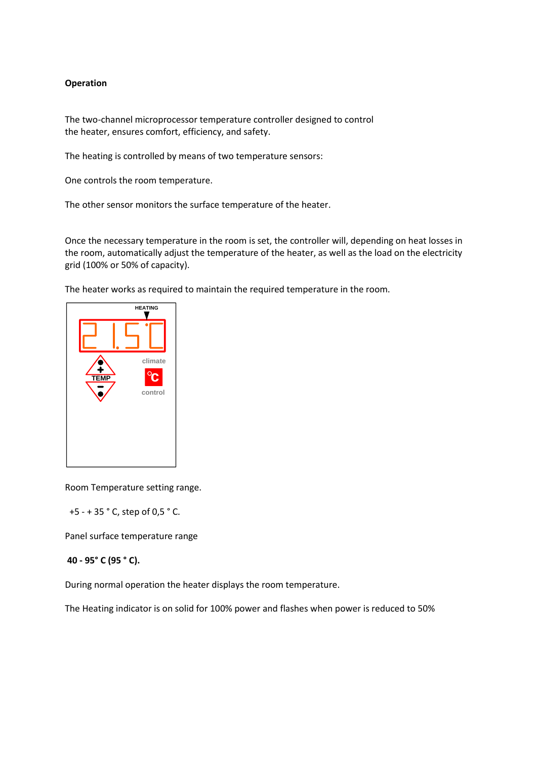**Operation**

The two-channel microprocessor temperature controller designed to control the heater, ensures comfort, efficiency, and safety.

The heating is controlled by means of two temperature sensors:

One controls the room temperature.

The other sensor monitors the surface temperature of the heater.

Once the necessary temperature in the room is set, the controller will, depending on heat losses in the room, automatically adjust the temperature of the heater, as well as the load on the electricity grid (100% or 50% of capacity).

The heater works as required to maintain the required temperature in the room.

HEATING

21.5°C

TEMP

climate

°C

control

Room Temperature setting range.

+5 - + 35 ° C, step of 0,5 ° C.

Panel surface temperature range

**40 - 95° C (95 ° C).**

During normal operation the heater displays the room temperature.

The Heating indicator is on solid for 100% power and flashes when power is reduced to 50%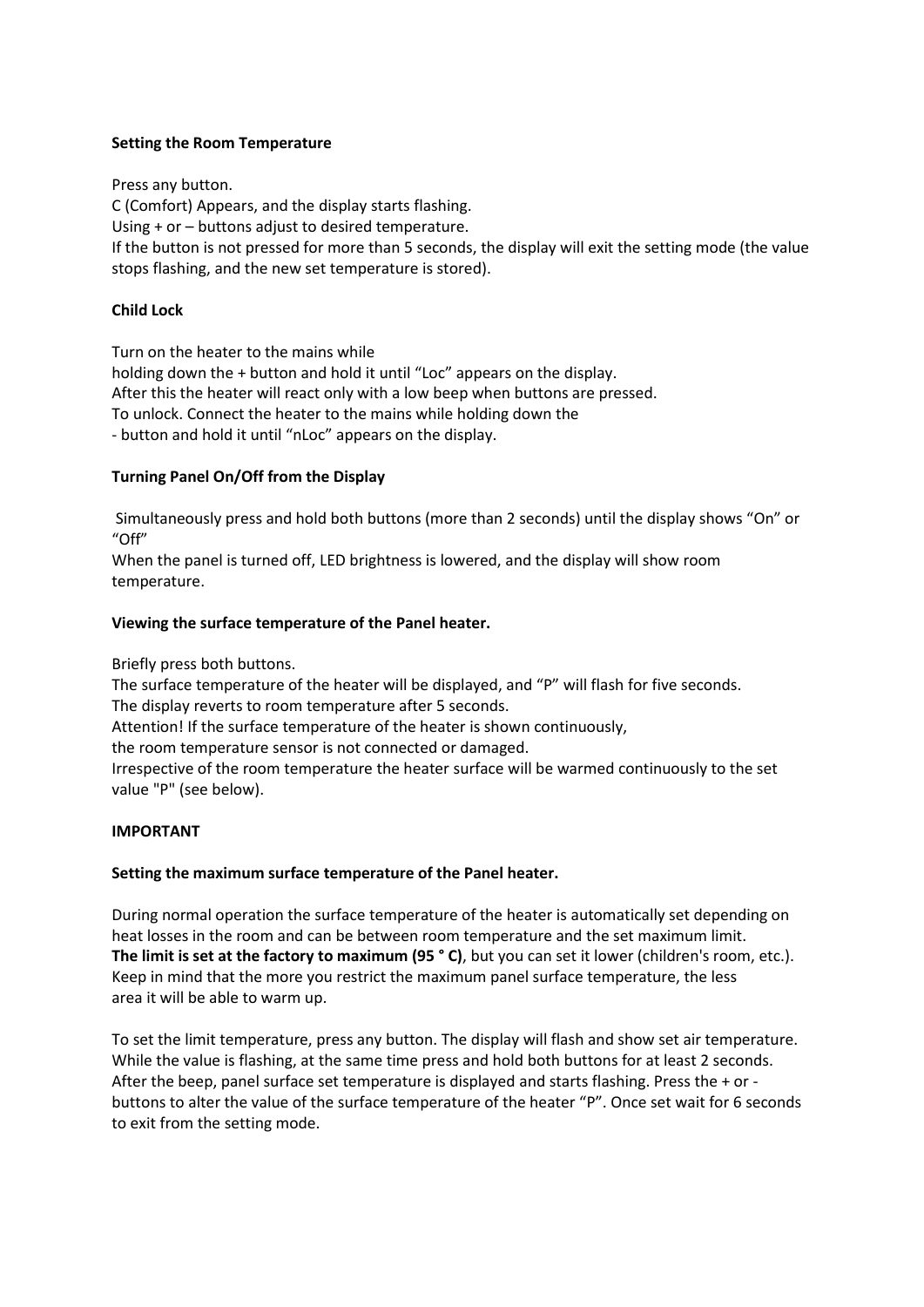**Setting the Room Temperature**

Press any button.
C (Comfort) Appears, and the display starts flashing.
Using + or – buttons adjust to desired temperature.
If the button is not pressed for more than 5 seconds, the display will exit the setting mode (the value stops flashing, and the new set temperature is stored).

**Child Lock**

Turn on the heater to the mains while
holding down the + button and hold it until “Loc” appears on the display.
After this the heater will react only with a low beep when buttons are pressed.
To unlock. Connect the heater to the mains while holding down the
- button and hold it until “nLoc” appears on the display.

**Turning Panel On/Off from the Display**

Simultaneously press and hold both buttons (more than 2 seconds) until the display shows “On” or “Off”
When the panel is turned off, LED brightness is lowered, and the display will show room temperature.

**Viewing the surface temperature of the Panel heater.**

Briefly press both buttons.
The surface temperature of the heater will be displayed, and “P” will flash for five seconds.
The display reverts to room temperature after 5 seconds.
Attention! If the surface temperature of the heater is shown continuously,
the room temperature sensor is not connected or damaged.
Irrespective of the room temperature the heater surface will be warmed continuously to the set value "P" (see below).

**IMPORTANT**

**Setting the maximum surface temperature of the Panel heater.**

During normal operation the surface temperature of the heater is automatically set depending on heat losses in the room and can be between room temperature and the set maximum limit.
**The limit is set at the factory to maximum (95 ° C)**, but you can set it lower (children's room, etc.).
Keep in mind that the more you restrict the maximum panel surface temperature, the less
area it will be able to warm up.

To set the limit temperature, press any button. The display will flash and show set air temperature. While the value is flashing, at the same time press and hold both buttons for at least 2 seconds. After the beep, panel surface set temperature is displayed and starts flashing. Press the + or - buttons to alter the value of the surface temperature of the heater “P”. Once set wait for 6 seconds to exit from the setting mode.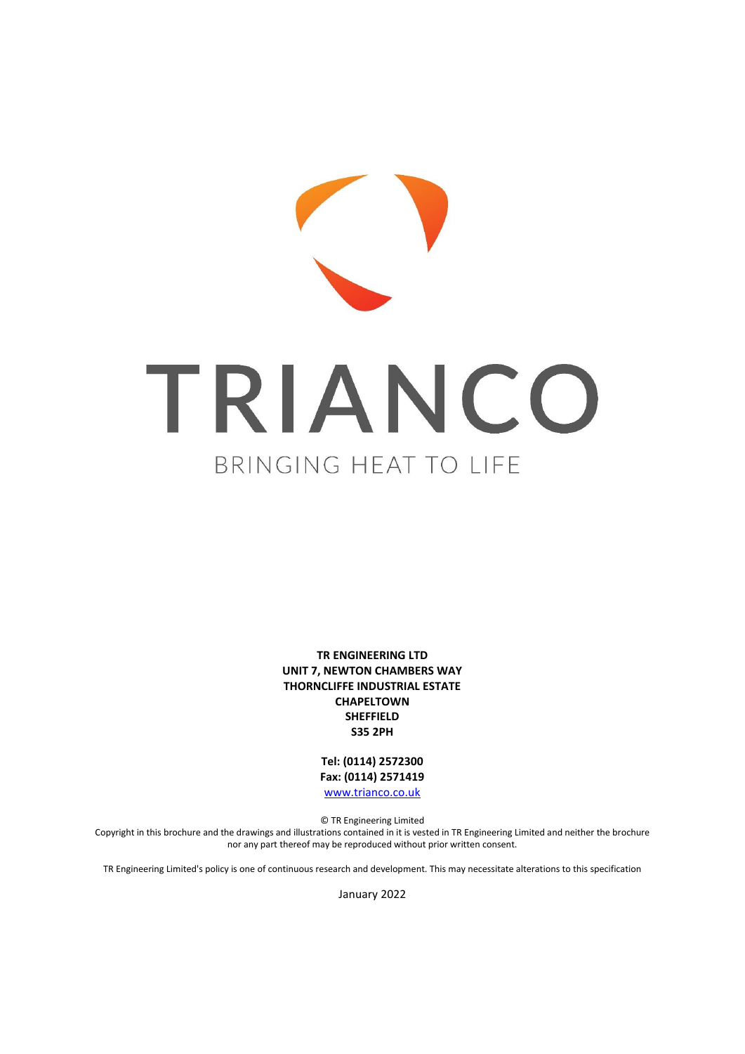# TRIANCO

BRINGING HEAT TO LIFE

**TR ENGINEERING LTD**
**UNIT 7, NEWTON CHAMBERS WAY**
**THORNCLIFFE INDUSTRIAL ESTATE**
**CHAPELTOWN**
**SHEFFIELD**
**S35 2PH**

**Tel: (0114) 2572300**
**Fax: (0114) 2571419**
www.trianco.co.uk

© TR Engineering Limited
Copyright in this brochure and the drawings and illustrations contained in it is vested in TR Engineering Limited and neither the brochure nor any part thereof may be reproduced without prior written consent.

TR Engineering Limited's policy is one of continuous research and development. This may necessitate alterations to this specification

January 2022